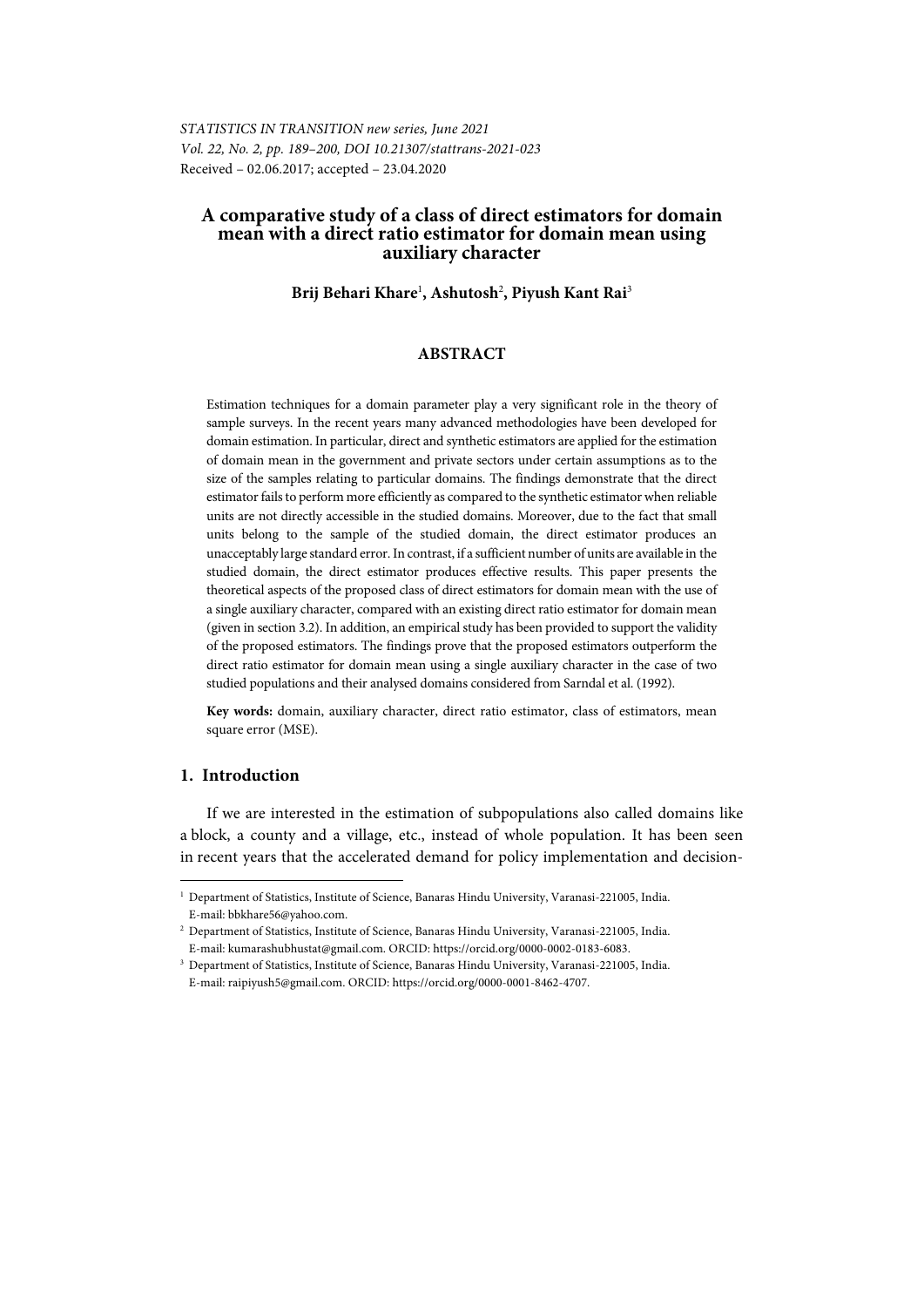*STATISTICS IN TRANSITION new series, June 2021*
*Vol. 22, No. 2, pp. 189–200, DOI 10.21307/stattrans-2021-023*
Received – 02.06.2017; accepted – 23.04.2020

# A comparative study of a class of direct estimators for domain mean with a direct ratio estimator for domain mean using auxiliary character

**Brij Behari Khare[1], Ashutosh[2], Piyush Kant Rai[3]**

## ABSTRACT

Estimation techniques for a domain parameter play a very significant role in the theory of sample surveys. In the recent years many advanced methodologies have been developed for domain estimation. In particular, direct and synthetic estimators are applied for the estimation of domain mean in the government and private sectors under certain assumptions as to the size of the samples relating to particular domains. The findings demonstrate that the direct estimator fails to perform more efficiently as compared to the synthetic estimator when reliable units are not directly accessible in the studied domains. Moreover, due to the fact that small units belong to the sample of the studied domain, the direct estimator produces an unacceptably large standard error. In contrast, if a sufficient number of units are available in the studied domain, the direct estimator produces effective results. This paper presents the theoretical aspects of the proposed class of direct estimators for domain mean with the use of a single auxiliary character, compared with an existing direct ratio estimator for domain mean (given in section 3.2). In addition, an empirical study has been provided to support the validity of the proposed estimators. The findings prove that the proposed estimators outperform the direct ratio estimator for domain mean using a single auxiliary character in the case of two studied populations and their analysed domains considered from Sarndal et al. (1992).

**Key words:** domain, auxiliary character, direct ratio estimator, class of estimators, mean square error (MSE).

## 1. Introduction

If we are interested in the estimation of subpopulations also called domains like a block, a county and a village, etc., instead of whole population. It has been seen in recent years that the accelerated demand for policy implementation and decision-

---

[1] Department of Statistics, Institute of Science, Banaras Hindu University, Varanasi-221005, India. E-mail: bbkhare56@yahoo.com.

[2] Department of Statistics, Institute of Science, Banaras Hindu University, Varanasi-221005, India. E-mail: kumarashubhustat@gmail.com. ORCID: https://orcid.org/0000-0002-0183-6083.

[3] Department of Statistics, Institute of Science, Banaras Hindu University, Varanasi-221005, India. E-mail: raipiyush5@gmail.com. ORCID: https://orcid.org/0000-0001-8462-4707.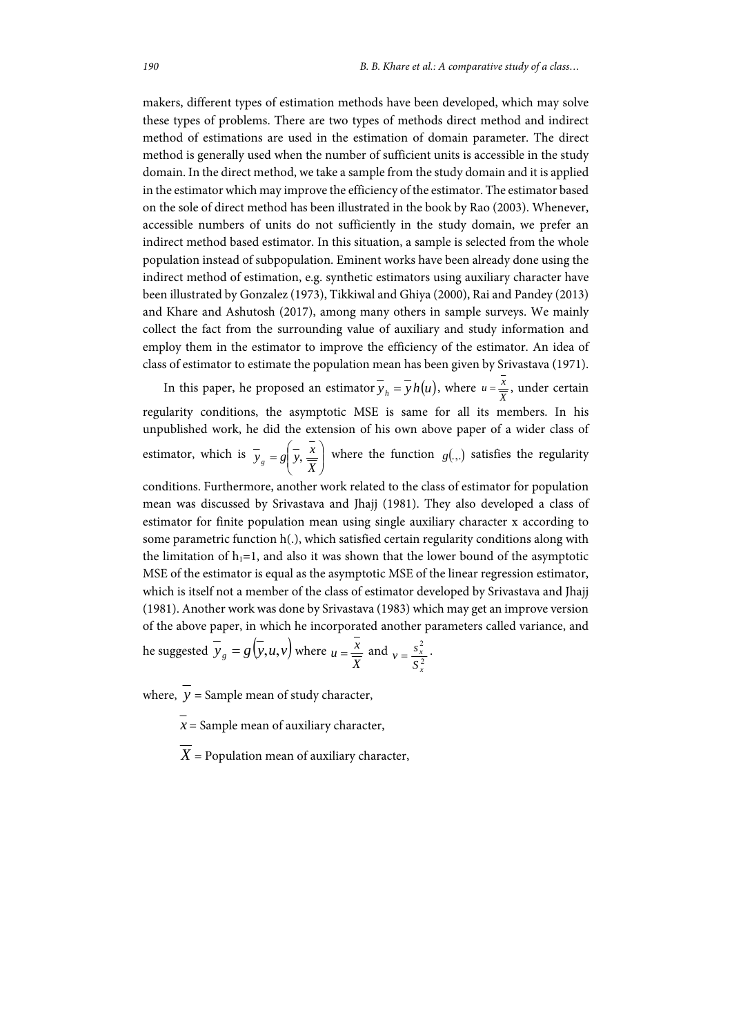makers, different types of estimation methods have been developed, which may solve these types of problems. There are two types of methods direct method and indirect method of estimations are used in the estimation of domain parameter. The direct method is generally used when the number of sufficient units is accessible in the study domain. In the direct method, we take a sample from the study domain and it is applied in the estimator which may improve the efficiency of the estimator. The estimator based on the sole of direct method has been illustrated in the book by Rao (2003). Whenever, accessible numbers of units do not sufficiently in the study domain, we prefer an indirect method based estimator. In this situation, a sample is selected from the whole population instead of subpopulation. Eminent works have been already done using the indirect method of estimation, e.g. synthetic estimators using auxiliary character have been illustrated by Gonzalez (1973), Tikkiwal and Ghiya (2000), Rai and Pandey (2013) and Khare and Ashutosh (2017), among many others in sample surveys. We mainly collect the fact from the surrounding value of auxiliary and study information and employ them in the estimator to improve the efficiency of the estimator. An idea of class of estimator to estimate the population mean has been given by Srivastava (1971).

In this paper, he proposed an estimator $\overline{y}_h = \overline{y}\,h(u)$, where $u = \frac{\overline{x}}{\overline{X}}$, under certain regularity conditions, the asymptotic MSE is same for all its members. In his unpublished work, he did the extension of his own above paper of a wider class of estimator, which is $\overline{y}_g = g\left(\overline{y}, \frac{\overline{x}}{\overline{X}}\right)$ where the function $g(.,.)$ satisfies the regularity conditions. Furthermore, another work related to the class of estimator for population mean was discussed by Srivastava and Jhajj (1981). They also developed a class of estimator for finite population mean using single auxiliary character x according to some parametric function h(.), which satisfied certain regularity conditions along with the limitation of $h_1=1$, and also it was shown that the lower bound of the asymptotic MSE of the estimator is equal as the asymptotic MSE of the linear regression estimator, which is itself not a member of the class of estimator developed by Srivastava and Jhajj (1981). Another work was done by Srivastava (1983) which may get an improve version of the above paper, in which he incorporated another parameters called variance, and he suggested $\overline{y}_g = g(\overline{y}, u, v)$ where $u = \frac{\overline{x}}{\overline{X}}$ and $v = \frac{s_x^2}{S_x^2}$.

where, $\overline{y}$ = Sample mean of study character,

$\overline{x}$ = Sample mean of auxiliary character,

$\overline{X}$ = Population mean of auxiliary character,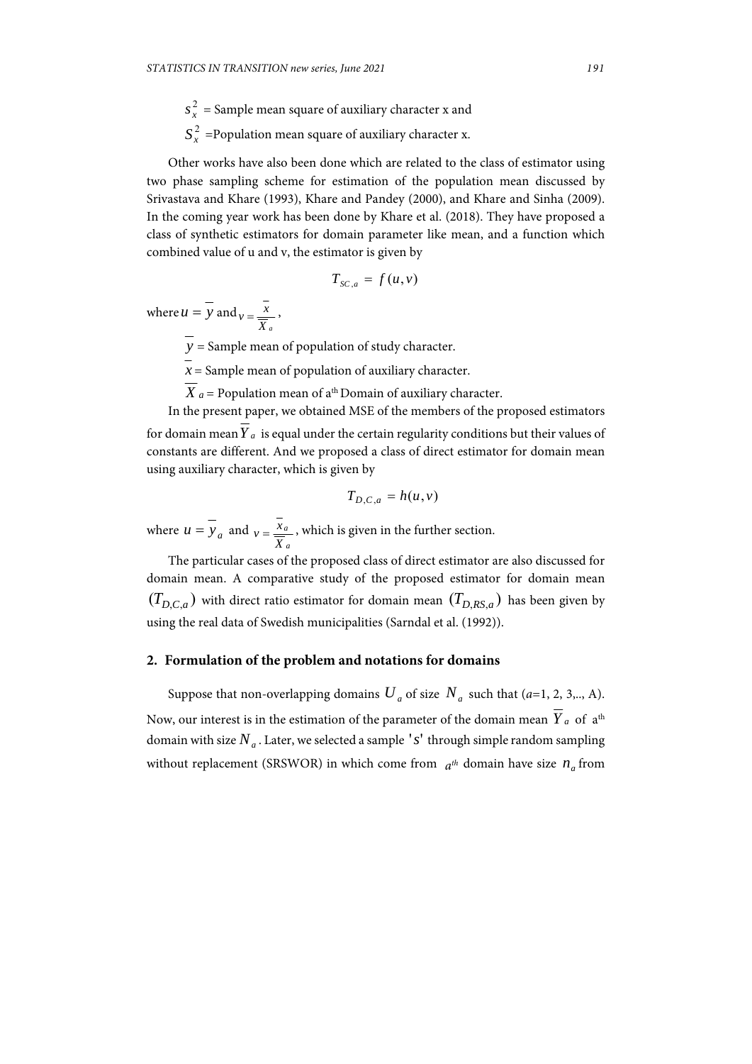$s_x^2$ = Sample mean square of auxiliary character x and

$S_x^2$ =Population mean square of auxiliary character x.

Other works have also been done which are related to the class of estimator using two phase sampling scheme for estimation of the population mean discussed by Srivastava and Khare (1993), Khare and Pandey (2000), and Khare and Sinha (2009). In the coming year work has been done by Khare et al. (2018). They have proposed a class of synthetic estimators for domain parameter like mean, and a function which combined value of u and v, the estimator is given by

$$T_{SC,a} = f(u,v)$$

where $u = \overline{y}$ and $v = \frac{\overline{x}}{\overline{X}_a}$,

$\overline{y}$ = Sample mean of population of study character.

$\overline{x}$ = Sample mean of population of auxiliary character.

$\overline{X}_a$ = Population mean of a[th] Domain of auxiliary character.

In the present paper, we obtained MSE of the members of the proposed estimators for domain mean $\overline{Y}_a$ is equal under the certain regularity conditions but their values of constants are different. And we proposed a class of direct estimator for domain mean using auxiliary character, which is given by

$$T_{D,C,a} = h(u,v)$$

where $u = \overline{y}_a$ and $v = \frac{\overline{x}_a}{\overline{X}_a}$, which is given in the further section.

The particular cases of the proposed class of direct estimator are also discussed for domain mean. A comparative study of the proposed estimator for domain mean $(T_{D,C,a})$ with direct ratio estimator for domain mean $(T_{D,RS,a})$ has been given by using the real data of Swedish municipalities (Sarndal et al. (1992)).

## 2. Formulation of the problem and notations for domains

Suppose that non-overlapping domains $U_a$ of size $N_a$ such that ($a$=1, 2, 3,.., A). Now, our interest is in the estimation of the parameter of the domain mean $\overline{Y}_a$ of a[th] domain with size $N_a$. Later, we selected a sample $'s'$ through simple random sampling without replacement (SRSWOR) in which come from $a^{th}$ domain have size $n_a$ from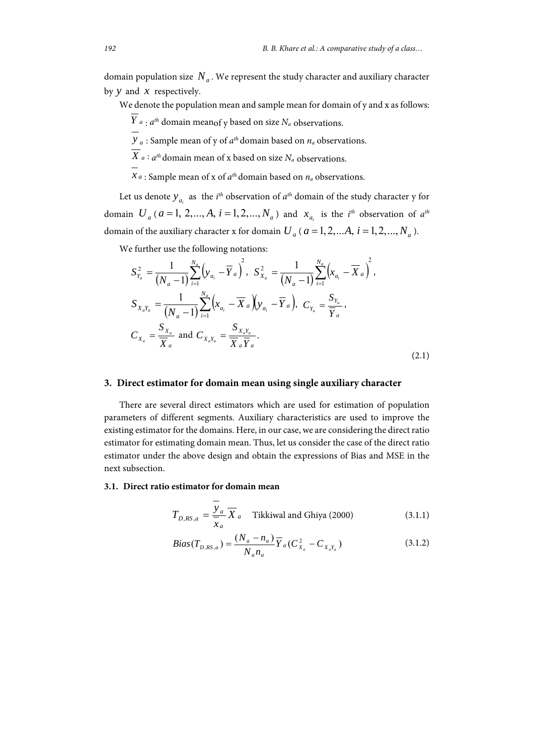domain population size $N_a$. We represent the study character and auxiliary character by $y$ and $x$ respectively.

We denote the population mean and sample mean for domain of y and x as follows:

$\overline{Y}_a$ : $a^{th}$ domain meanof y based on size $N_a$ observations.

$\overline{y}_a$ : Sample mean of y of $a^{th}$ domain based on $n_a$ observations.

$\overline{X}_a$ : $a^{th}$ domain mean of x based on size $N_a$ observations.

$\overline{x}_a$ : Sample mean of x of $a^{th}$ domain based on $n_a$ observations.

Let us denote $y_{a_i}$ as the $i^{th}$ observation of $a^{th}$ domain of the study character y for domain $U_a$ ($a = 1, 2, ..., A$, $i = 1, 2, ..., N_a$) and $x_{a_i}$ is the $i^{th}$ observation of $a^{th}$ domain of the auxiliary character x for domain $U_a$ ($a = 1, 2, ...A$, $i = 1, 2, ..., N_a$).

We further use the following notations:

$$S_{Y_a}^2 = \frac{1}{(N_a - 1)} \sum_{i=1}^{N_a} \left( y_{a_i} - \overline{Y}_a \right)^2, \; S_{X_a}^2 = \frac{1}{(N_a - 1)} \sum_{i=1}^{N_a} \left( x_{a_i} - \overline{X}_a \right)^2,$$

$$S_{X_a Y_a} = \frac{1}{(N_a - 1)} \sum_{i=1}^{N_a} \left( x_{a_i} - \overline{X}_a \right)\left( y_{a_i} - \overline{Y}_a \right), \; C_{Y_a} = \frac{S_{Y_a}}{\overline{Y}_a},$$

$$C_{X_a} = \frac{S_{X_a}}{\overline{X}_a} \text{ and } C_{X_a Y_a} = \frac{S_{X_a Y_a}}{\overline{X}_a \overline{Y}_a}. \tag{2.1}$$

## 3. Direct estimator for domain mean using single auxiliary character

There are several direct estimators which are used for estimation of population parameters of different segments. Auxiliary characteristics are used to improve the existing estimator for the domains. Here, in our case, we are considering the direct ratio estimator for estimating domain mean. Thus, let us consider the case of the direct ratio estimator under the above design and obtain the expressions of Bias and MSE in the next subsection.

### 3.1. Direct ratio estimator for domain mean

$$T_{D,RS,a} = \frac{\overline{y}_a}{\overline{x}_a} \overline{X}_a \quad \text{Tikkiwal and Ghiya (2000)} \tag{3.1.1}$$

$$Bias(T_{D,RS,a}) = \frac{(N_a - n_a)}{N_a n_a} \overline{Y}_a (C_{X_a}^2 - C_{X_a Y_a}) \tag{3.1.2}$$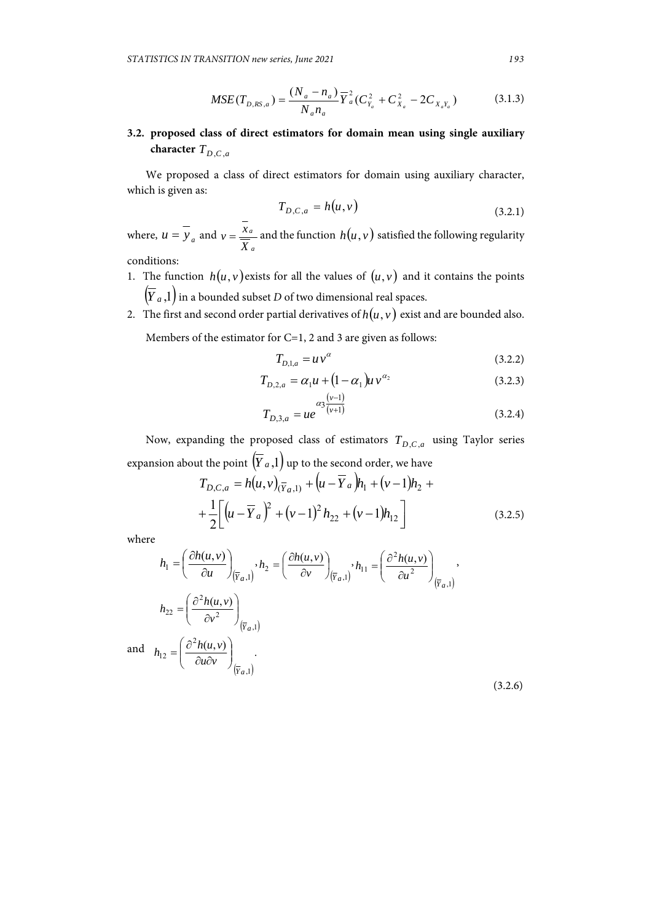$$MSE(T_{D,RS,a}) = \frac{(N_a - n_a)}{N_a n_a} \overline{Y}_a^2 (C_{Y_a}^2 + C_{X_a}^2 - 2C_{X_a Y_a}) \tag{3.1.3}$$

### 3.2. proposed class of direct estimators for domain mean using single auxiliary character $T_{D,C,a}$

We proposed a class of direct estimators for domain using auxiliary character, which is given as:

$$T_{D,C,a} = h(u,v) \tag{3.2.1}$$

where, $u = \overline{y}_a$ and $v = \frac{\overline{x}_a}{\overline{X}_a}$ and the function $h(u,v)$ satisfied the following regularity conditions:

1. The function $h(u,v)$ exists for all the values of $(u,v)$ and it contains the points $(\overline{Y}_a, 1)$ in a bounded subset *D* of two dimensional real spaces.
2. The first and second order partial derivatives of $h(u,v)$ exist and are bounded also.

Members of the estimator for C=1, 2 and 3 are given as follows:

$$T_{D,1,a} = u v^{\alpha} \tag{3.2.2}$$

$$T_{D,2,a} = \alpha_1 u + (1 - \alpha_1) u v^{\alpha_2} \tag{3.2.3}$$

$$T_{D,3,a} = u e^{\alpha_3 \frac{(v-1)}{(v+1)}} \tag{3.2.4}$$

Now, expanding the proposed class of estimators $T_{D,C,a}$ using Taylor series expansion about the point $(\overline{Y}_a, 1)$ up to the second order, we have

$$T_{D,C,a} = h(u,v)_{(\overline{Y}_a,1)} + (u - \overline{Y}_a) h_1 + (v-1) h_2 + \\ + \frac{1}{2}\left[ (u - \overline{Y}_a)^2 + (v-1)^2 h_{22} + (v-1) h_{12} \right] \tag{3.2.5}$$

where

$$h_1 = \left( \frac{\partial h(u,v)}{\partial u} \right)_{(\overline{Y}_a,1)}, h_2 = \left( \frac{\partial h(u,v)}{\partial v} \right)_{(\overline{Y}_a,1)}, h_{11} = \left( \frac{\partial^2 h(u,v)}{\partial u^2} \right)_{(\overline{Y}_a,1)},$$

$$h_{22} = \left( \frac{\partial^2 h(u,v)}{\partial v^2} \right)_{(\overline{Y}_a,1)}$$

and $$h_{12} = \left( \frac{\partial^2 h(u,v)}{\partial u \partial v} \right)_{(\overline{Y}_a,1)}. \tag{3.2.6}$$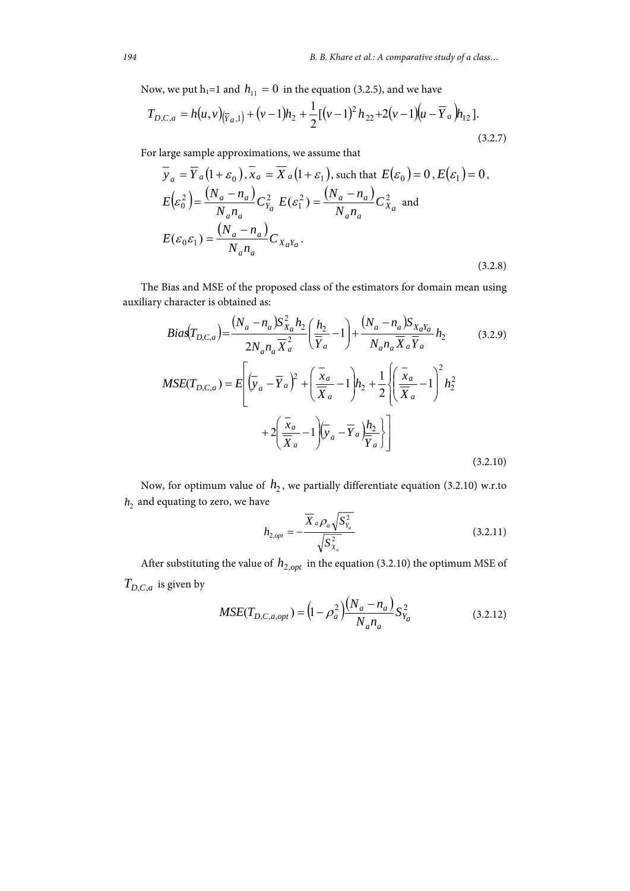Now, we put h[1]=1 and $h_{11} = 0$ in the equation (3.2.5), and we have

$$T_{D,C,a} = h(u,v)_{\left(\overline{Y}_a,1\right)} + (v-1)h_2 + \frac{1}{2}[(v-1)^2 h_{22} + 2(v-1)\left(u - \overline{Y}_a\right)h_{12}]. \tag{3.2.7}$$

For large sample approximations, we assume that

$$\overline{y}_a = \overline{Y}_a(1+\varepsilon_0),\ \overline{x}_a = \overline{X}_a(1+\varepsilon_1),\ \text{such that } E(\varepsilon_0) = 0,\ E(\varepsilon_1) = 0,$$
$$E\left(\varepsilon_0^2\right) = \frac{(N_a - n_a)}{N_a n_a} C_{Y_a}^2 \ \ E(\varepsilon_1^2) = \frac{(N_a - n_a)}{N_a n_a} C_{X_a}^2 \ \text{ and}$$
$$E(\varepsilon_0 \varepsilon_1) = \frac{(N_a - n_a)}{N_a n_a} C_{X_a Y_a}. \tag{3.2.8}$$

The Bias and MSE of the proposed class of the estimators for domain mean using auxiliary character is obtained as:

$$Bias(T_{D,C,a}) = \frac{(N_a - n_a) S_{X_a}^2 h_2}{2 N_a n_a \overline{X}_a^2} \left( \frac{h_2}{\overline{Y}_a} - 1 \right) + \frac{(N_a - n_a) S_{X_a Y_a}}{N_a n_a \overline{X}_a \overline{Y}_a} h_2 \tag{3.2.9}$$

$$MSE(T_{D,C,a}) = E\left[ \left(\overline{y}_a - \overline{Y}_a\right)^2 + \left( \frac{\overline{x}_a}{\overline{X}_a} - 1 \right) h_2 + \frac{1}{2}\left\{ \left( \frac{\overline{x}_a}{\overline{X}_a} - 1 \right)^2 h_2^2 + 2\left( \frac{\overline{x}_a}{\overline{X}_a} - 1 \right)\left(\overline{y}_a - \overline{Y}_a\right)\frac{h_2}{\overline{Y}_a} \right\} \right] \tag{3.2.10}$$

Now, for optimum value of $h_2$, we partially differentiate equation (3.2.10) w.r.to $h_2$ and equating to zero, we have

$$h_{2,opt} = -\frac{\overline{X}_a \rho_a \sqrt{S_{Y_a}^2}}{\sqrt{S_{X_a}^2}} \tag{3.2.11}$$

After substituting the value of $h_{2,opt}$ in the equation (3.2.10) the optimum MSE of $T_{D,C,a}$ is given by

$$MSE(T_{D,C,a,opt}) = \left(1 - \rho_a^2\right) \frac{(N_a - n_a)}{N_a n_a} S_{Y_a}^2 \tag{3.2.12}$$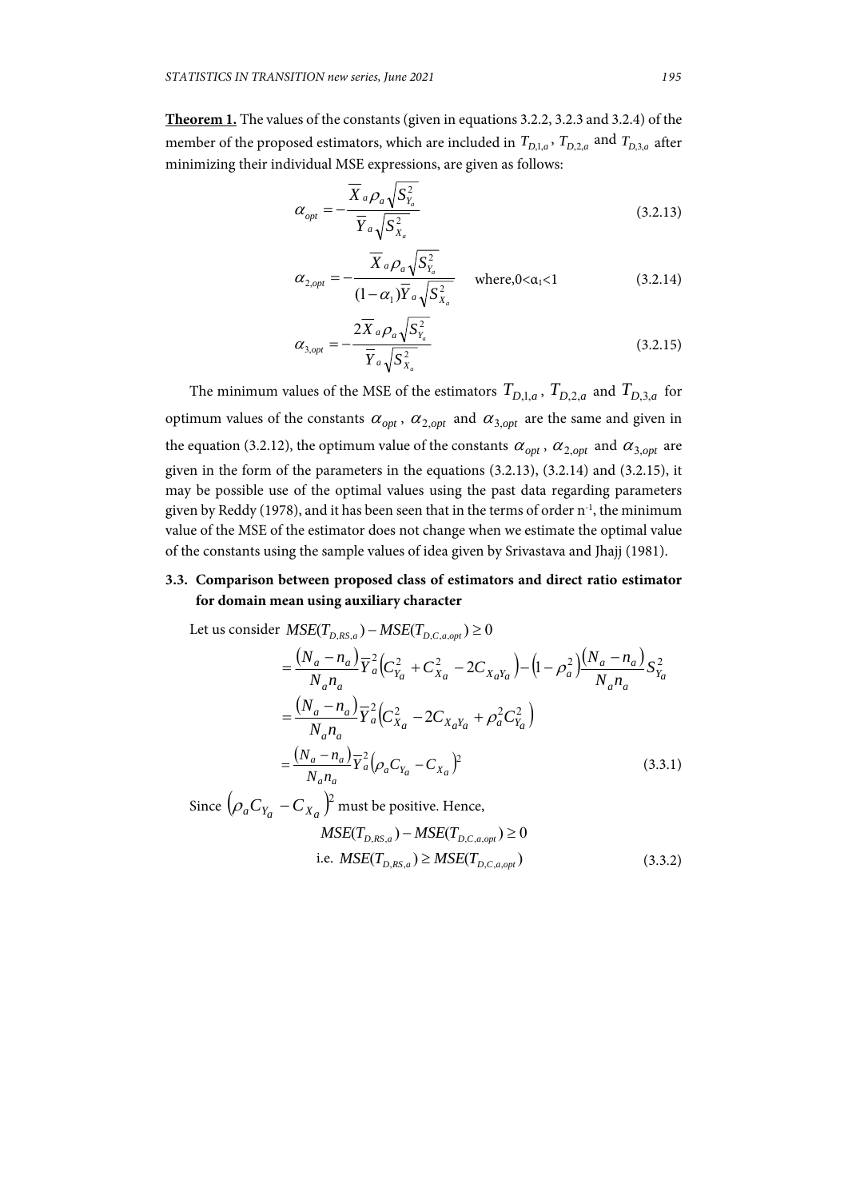**Theorem 1.** The values of the constants (given in equations 3.2.2, 3.2.3 and 3.2.4) of the member of the proposed estimators, which are included in $T_{D,1,a}$, $T_{D,2,a}$ and $T_{D,3,a}$ after minimizing their individual MSE expressions, are given as follows:

$$\alpha_{opt} = -\frac{\overline{X}_a \rho_a \sqrt{S^2_{Y_a}}}{\overline{Y}_a \sqrt{S^2_{X_a}}} \tag{3.2.13}$$

$$\alpha_{2,opt} = -\frac{\overline{X}_a \rho_a \sqrt{S^2_{Y_a}}}{(1-\alpha_1)\overline{Y}_a \sqrt{S^2_{X_a}}} \quad \text{where,} 0<\alpha_1<1 \tag{3.2.14}$$

$$\alpha_{3,opt} = -\frac{2\overline{X}_a \rho_a \sqrt{S^2_{Y_a}}}{\overline{Y}_a \sqrt{S^2_{X_a}}} \tag{3.2.15}$$

The minimum values of the MSE of the estimators $T_{D,1,a}$, $T_{D,2,a}$ and $T_{D,3,a}$ for optimum values of the constants $\alpha_{opt}$, $\alpha_{2,opt}$ and $\alpha_{3,opt}$ are the same and given in the equation (3.2.12), the optimum value of the constants $\alpha_{opt}$, $\alpha_{2,opt}$ and $\alpha_{3,opt}$ are given in the form of the parameters in the equations (3.2.13), (3.2.14) and (3.2.15), it may be possible use of the optimal values using the past data regarding parameters given by Reddy (1978), and it has been seen that in the terms of order $n^{-1}$, the minimum value of the MSE of the estimator does not change when we estimate the optimal value of the constants using the sample values of idea given by Srivastava and Jhajj (1981).

### 3.3. Comparison between proposed class of estimators and direct ratio estimator for domain mean using auxiliary character

Let us consider $MSE(T_{D,RS,a}) - MSE(T_{D,C,a,opt}) \geq 0$

$$= \frac{(N_a - n_a)}{N_a n_a}\overline{Y}^2_a\left(C^2_{Y_a} + C^2_{X_a} - 2C_{X_aY_a}\right) - \left(1-\rho^2_a\right)\frac{(N_a - n_a)}{N_a n_a}S^2_{Y_a}$$

$$= \frac{(N_a - n_a)}{N_a n_a}\overline{Y}^2_a\left(C^2_{X_a} - 2C_{X_aY_a} + \rho^2_a C^2_{Y_a}\right)$$

$$= \frac{(N_a - n_a)}{N_a n_a}\overline{Y}^2_a\left(\rho_a C_{Y_a} - C_{X_a}\right)^2 \tag{3.3.1}$$

Since $\left(\rho_a C_{Y_a} - C_{X_a}\right)^2$ must be positive. Hence,

$$MSE(T_{D,RS,a}) - MSE(T_{D,C,a,opt}) \geq 0$$

$$\text{i.e. } MSE(T_{D,RS,a}) \geq MSE(T_{D,C,a,opt}) \tag{3.3.2}$$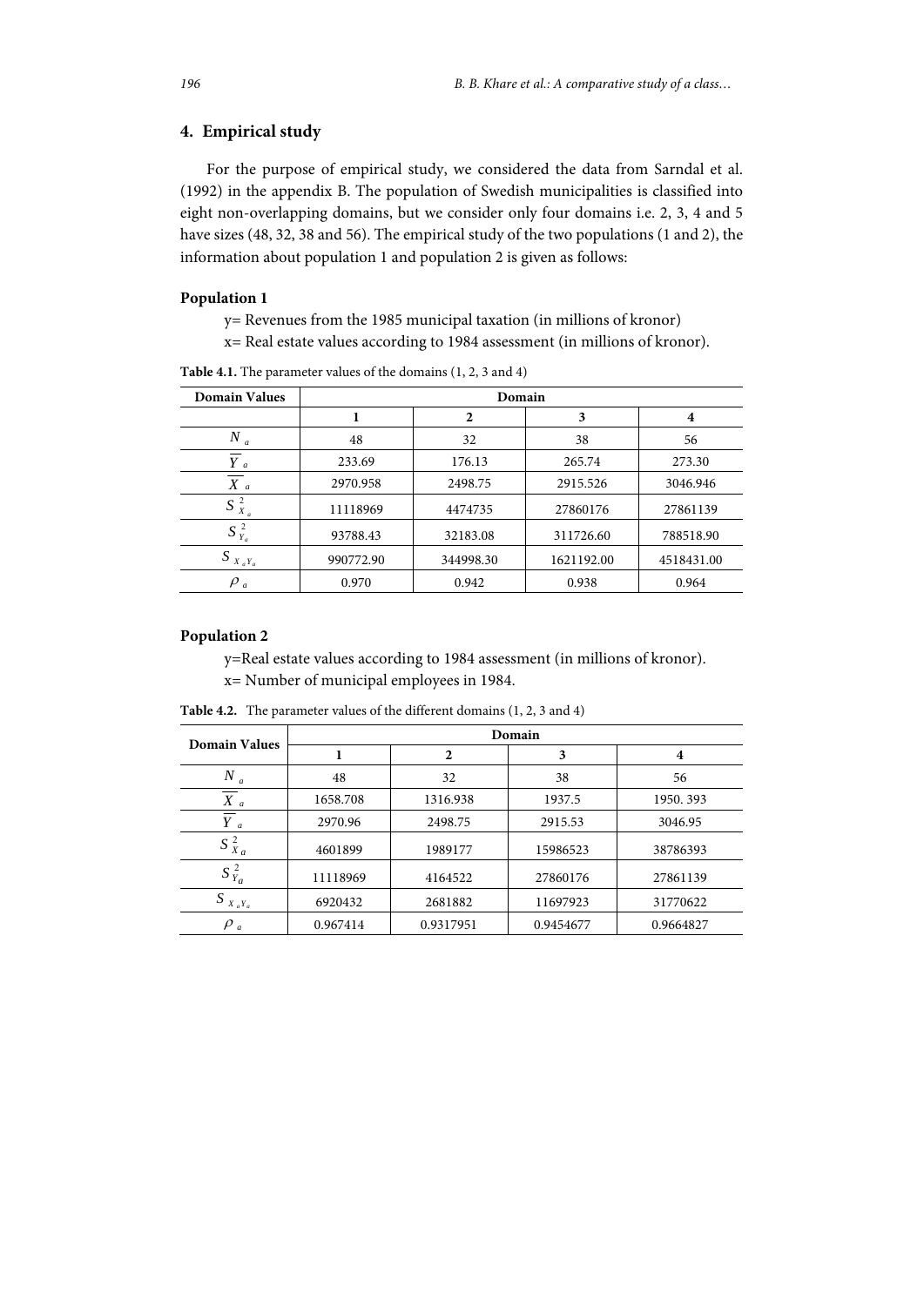## 4. Empirical study

For the purpose of empirical study, we considered the data from Sarndal et al. (1992) in the appendix B. The population of Swedish municipalities is classified into eight non-overlapping domains, but we consider only four domains i.e. 2, 3, 4 and 5 have sizes (48, 32, 38 and 56). The empirical study of the two populations (1 and 2), the information about population 1 and population 2 is given as follows:

**Population 1**

y= Revenues from the 1985 municipal taxation (in millions of kronor)

x= Real estate values according to 1984 assessment (in millions of kronor).

**Table 4.1.** The parameter values of the domains (1, 2, 3 and 4)

| Domain Values | Domain | | | |
|---|---|---|---|---|
| | 1 | 2 | 3 | 4 |
| $N_a$ | 48 | 32 | 38 | 56 |
| $\overline{Y}_a$ | 233.69 | 176.13 | 265.74 | 273.30 |
| $\overline{X}_a$ | 2970.958 | 2498.75 | 2915.526 | 3046.946 |
| $S^2_{X_a}$ | 11118969 | 4474735 | 27860176 | 27861139 |
| $S^2_{Y_a}$ | 93788.43 | 32183.08 | 311726.60 | 788518.90 |
| $S_{X_aY_a}$ | 990772.90 | 344998.30 | 1621192.00 | 4518431.00 |
| $\rho_a$ | 0.970 | 0.942 | 0.938 | 0.964 |

**Population 2**

y=Real estate values according to 1984 assessment (in millions of kronor).

x= Number of municipal employees in 1984.

**Table 4.2.** The parameter values of the different domains (1, 2, 3 and 4)

| Domain Values | Domain | | | |
|---|---|---|---|---|
| | 1 | 2 | 3 | 4 |
| $N_a$ | 48 | 32 | 38 | 56 |
| $\overline{X}_a$ | 1658.708 | 1316.938 | 1937.5 | 1950. 393 |
| $\overline{Y}_a$ | 2970.96 | 2498.75 | 2915.53 | 3046.95 |
| $S^2_{X_a}$ | 4601899 | 1989177 | 15986523 | 38786393 |
| $S^2_{Y_a}$ | 11118969 | 4164522 | 27860176 | 27861139 |
| $S_{X_aY_a}$ | 6920432 | 2681882 | 11697923 | 31770622 |
| $\rho_a$ | 0.967414 | 0.9317951 | 0.9454677 | 0.9664827 |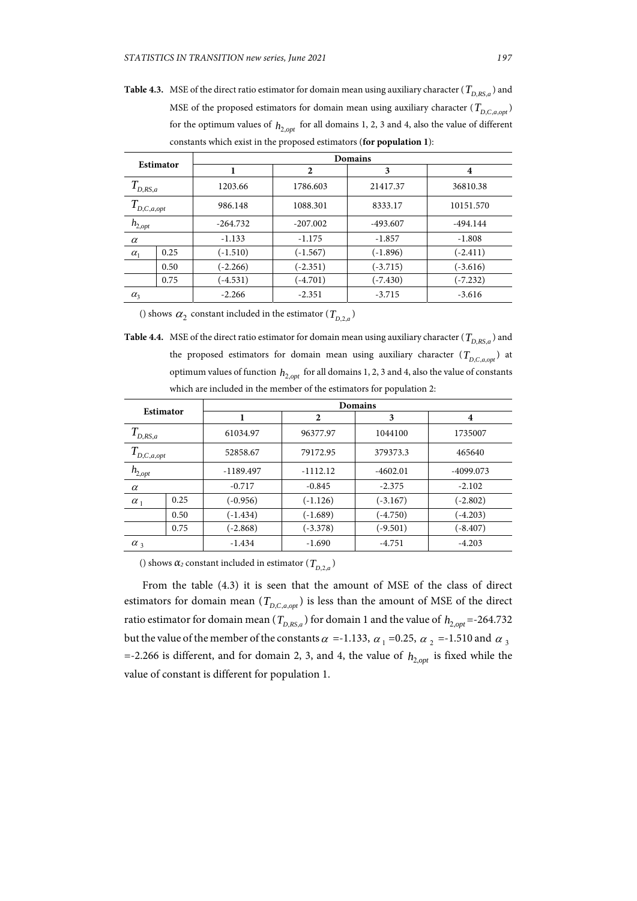**Table 4.3.** MSE of the direct ratio estimator for domain mean using auxiliary character ($T_{D,RS,a}$) and MSE of the proposed estimators for domain mean using auxiliary character ($T_{D,C,a,opt}$) for the optimum values of $h_{2,opt}$ for all domains 1, 2, 3 and 4, also the value of different constants which exist in the proposed estimators (**for population 1**):

| Estimator | | Domains | | | |
|---|---|---|---|---|---|
| | | 1 | 2 | 3 | 4 |
| $T_{D,RS,a}$ | | 1203.66 | 1786.603 | 21417.37 | 36810.38 |
| $T_{D,C,a,opt}$ | | 986.148 | 1088.301 | 8333.17 | 10151.570 |
| $h_{2,opt}$ | | -264.732 | -207.002 | -493.607 | -494.144 |
| $\alpha$ | | -1.133 | -1.175 | -1.857 | -1.808 |
| $\alpha_1$ | 0.25 | (-1.510) | (-1.567) | (-1.896) | (-2.411) |
| | 0.50 | (-2.266) | (-2.351) | (-3.715) | (-3.616) |
| | 0.75 | (-4.531) | (-4.701) | (-7.430) | (-7.232) |
| $\alpha_3$ | | -2.266 | -2.351 | -3.715 | -3.616 |

() shows $\alpha_2$ constant included in the estimator ($T_{D,2,a}$)

**Table 4.4.** MSE of the direct ratio estimator for domain mean using auxiliary character ($T_{D,RS,a}$) and the proposed estimators for domain mean using auxiliary character ($T_{D,C,a,opt}$) at optimum values of function $h_{2,opt}$ for all domains 1, 2, 3 and 4, also the value of constants which are included in the member of the estimators for population 2:

| Estimator | | Domains | | | |
|---|---|---|---|---|---|
| | | 1 | 2 | 3 | 4 |
| $T_{D,RS,a}$ | | 61034.97 | 96377.97 | 1044100 | 1735007 |
| $T_{D,C,a,opt}$ | | 52858.67 | 79172.95 | 379373.3 | 465640 |
| $h_{2,opt}$ | | -1189.497 | -1112.12 | -4602.01 | -4099.073 |
| $\alpha$ | | -0.717 | -0.845 | -2.375 | -2.102 |
| $\alpha_1$ | 0.25 | (-0.956) | (-1.126) | (-3.167) | (-2.802) |
| | 0.50 | (-1.434) | (-1.689) | (-4.750) | (-4.203) |
| | 0.75 | (-2.868) | (-3.378) | (-9.501) | (-8.407) |
| $\alpha_3$ | | -1.434 | -1.690 | -4.751 | -4.203 |

() shows $\alpha_2$ constant included in estimator ($T_{D,2,a}$)

From the table (4.3) it is seen that the amount of MSE of the class of direct estimators for domain mean ($T_{D,C,a,opt}$) is less than the amount of MSE of the direct ratio estimator for domain mean ($T_{D,RS,a}$) for domain 1 and the value of $h_{2,opt}$=-264.732 but the value of the member of the constants $\alpha$ =-1.133, $\alpha_1$ =0.25, $\alpha_2$ =-1.510 and $\alpha_3$ =-2.266 is different, and for domain 2, 3, and 4, the value of $h_{2,opt}$ is fixed while the value of constant is different for population 1.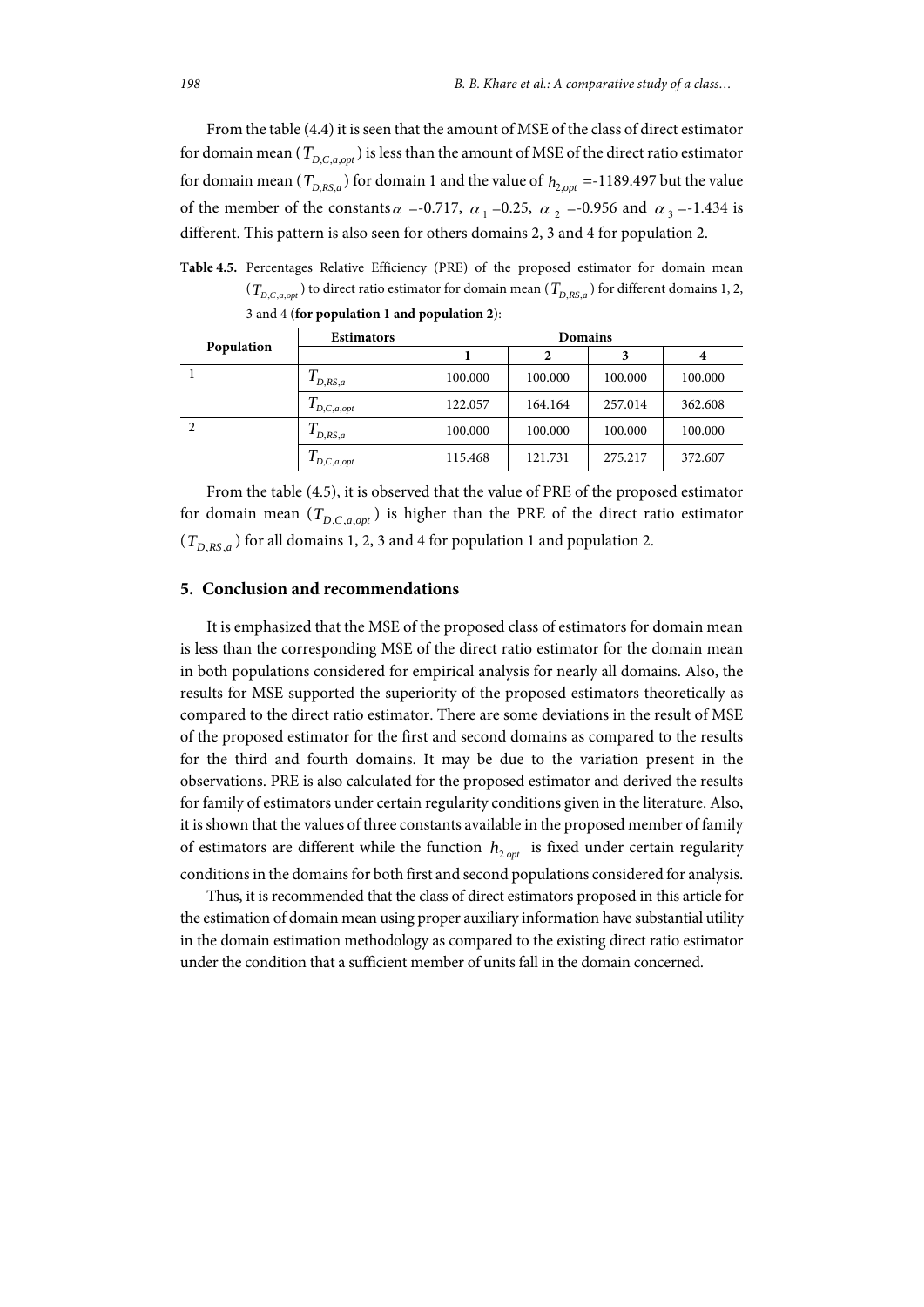From the table (4.4) it is seen that the amount of MSE of the class of direct estimator for domain mean ($T_{D,C,a,opt}$) is less than the amount of MSE of the direct ratio estimator for domain mean ($T_{D,RS,a}$) for domain 1 and the value of $h_{2,opt}$ =-1189.497 but the value of the member of the constants $\alpha$ =-0.717, $\alpha_1$ =0.25, $\alpha_2$ =-0.956 and $\alpha_3$ =-1.434 is different. This pattern is also seen for others domains 2, 3 and 4 for population 2.

**Table 4.5.** Percentages Relative Efficiency (PRE) of the proposed estimator for domain mean ($T_{D,C,a,opt}$) to direct ratio estimator for domain mean ($T_{D,RS,a}$) for different domains 1, 2, 3 and 4 (**for population 1 and population 2**):

| Population | Estimators | Domains | | | |
|---|---|---|---|---|---|
| | | 1 | 2 | 3 | 4 |
| 1 | $T_{D,RS,a}$ | 100.000 | 100.000 | 100.000 | 100.000 |
| | $T_{D,C,a,opt}$ | 122.057 | 164.164 | 257.014 | 362.608 |
| 2 | $T_{D,RS,a}$ | 100.000 | 100.000 | 100.000 | 100.000 |
| | $T_{D,C,a,opt}$ | 115.468 | 121.731 | 275.217 | 372.607 |

From the table (4.5), it is observed that the value of PRE of the proposed estimator for domain mean ($T_{D,C,a,opt}$) is higher than the PRE of the direct ratio estimator ($T_{D,RS,a}$) for all domains 1, 2, 3 and 4 for population 1 and population 2.

## 5. Conclusion and recommendations

It is emphasized that the MSE of the proposed class of estimators for domain mean is less than the corresponding MSE of the direct ratio estimator for the domain mean in both populations considered for empirical analysis for nearly all domains. Also, the results for MSE supported the superiority of the proposed estimators theoretically as compared to the direct ratio estimator. There are some deviations in the result of MSE of the proposed estimator for the first and second domains as compared to the results for the third and fourth domains. It may be due to the variation present in the observations. PRE is also calculated for the proposed estimator and derived the results for family of estimators under certain regularity conditions given in the literature. Also, it is shown that the values of three constants available in the proposed member of family of estimators are different while the function $h_{2\,opt}$ is fixed under certain regularity conditions in the domains for both first and second populations considered for analysis.

Thus, it is recommended that the class of direct estimators proposed in this article for the estimation of domain mean using proper auxiliary information have substantial utility in the domain estimation methodology as compared to the existing direct ratio estimator under the condition that a sufficient member of units fall in the domain concerned.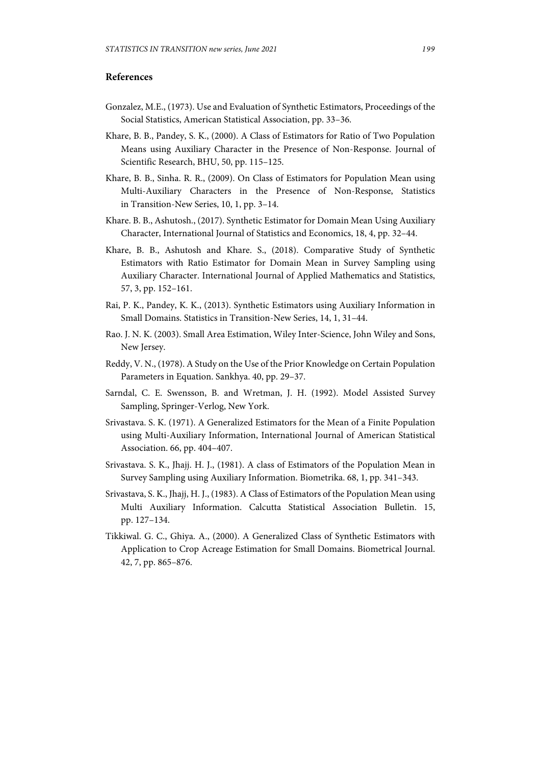## References

Gonzalez, M.E., (1973). Use and Evaluation of Synthetic Estimators, Proceedings of the Social Statistics, American Statistical Association, pp. 33–36.

Khare, B. B., Pandey, S. K., (2000). A Class of Estimators for Ratio of Two Population Means using Auxiliary Character in the Presence of Non-Response. Journal of Scientific Research, BHU, 50, pp. 115–125.

Khare, B. B., Sinha. R. R., (2009). On Class of Estimators for Population Mean using Multi-Auxiliary Characters in the Presence of Non-Response, Statistics in Transition-New Series, 10, 1, pp. 3–14.

Khare. B. B., Ashutosh., (2017). Synthetic Estimator for Domain Mean Using Auxiliary Character, International Journal of Statistics and Economics, 18, 4, pp. 32–44.

Khare, B. B., Ashutosh and Khare. S., (2018). Comparative Study of Synthetic Estimators with Ratio Estimator for Domain Mean in Survey Sampling using Auxiliary Character. International Journal of Applied Mathematics and Statistics, 57, 3, pp. 152–161.

Rai, P. K., Pandey, K. K., (2013). Synthetic Estimators using Auxiliary Information in Small Domains. Statistics in Transition-New Series, 14, 1, 31–44.

Rao. J. N. K. (2003). Small Area Estimation, Wiley Inter-Science, John Wiley and Sons, New Jersey.

Reddy, V. N., (1978). A Study on the Use of the Prior Knowledge on Certain Population Parameters in Equation. Sankhya. 40, pp. 29–37.

Sarndal, C. E. Swensson, B. and Wretman, J. H. (1992). Model Assisted Survey Sampling, Springer-Verlog, New York.

Srivastava. S. K. (1971). A Generalized Estimators for the Mean of a Finite Population using Multi-Auxiliary Information, International Journal of American Statistical Association. 66, pp. 404–407.

Srivastava. S. K., Jhajj. H. J., (1981). A class of Estimators of the Population Mean in Survey Sampling using Auxiliary Information. Biometrika. 68, 1, pp. 341–343.

Srivastava, S. K., Jhajj, H. J., (1983). A Class of Estimators of the Population Mean using Multi Auxiliary Information. Calcutta Statistical Association Bulletin. 15, pp. 127–134.

Tikkiwal. G. C., Ghiya. A., (2000). A Generalized Class of Synthetic Estimators with Application to Crop Acreage Estimation for Small Domains. Biometrical Journal. 42, 7, pp. 865–876.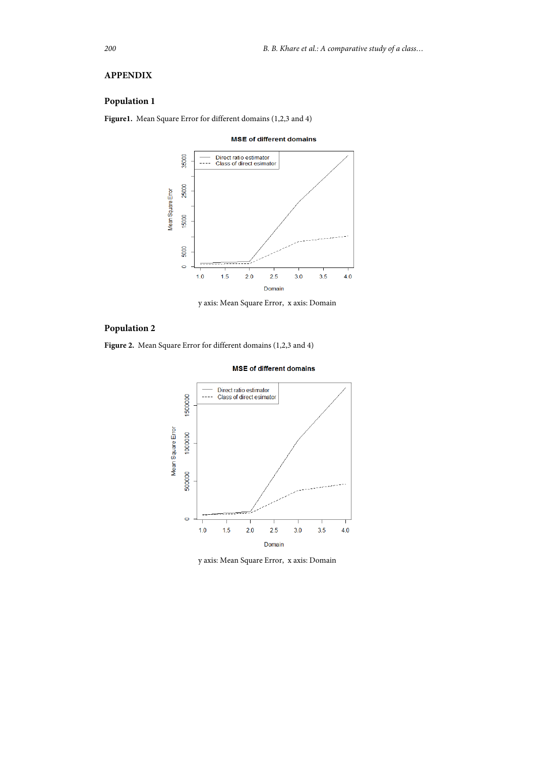## APPENDIX

### Population 1

**Figure1.** Mean Square Error for different domains (1,2,3 and 4)

MSE of different domains

Direct ratio estimator
Class of direct esimator

Mean Square Error

0
5000
15000
25000
35000

1.0
1.5
2.0
2.5
3.0
3.5
4.0

Domain

y axis: Mean Square Error, x axis: Domain

### Population 2

**Figure 2.** Mean Square Error for different domains (1,2,3 and 4)

MSE of different domains

Direct ratio estimator
Class of direct esimator

Mean Square Error

0
500000
1000000
1500000

1.0
1.5
2.0
2.5
3.0
3.5
4.0

Domain

y axis: Mean Square Error, x axis: Domain